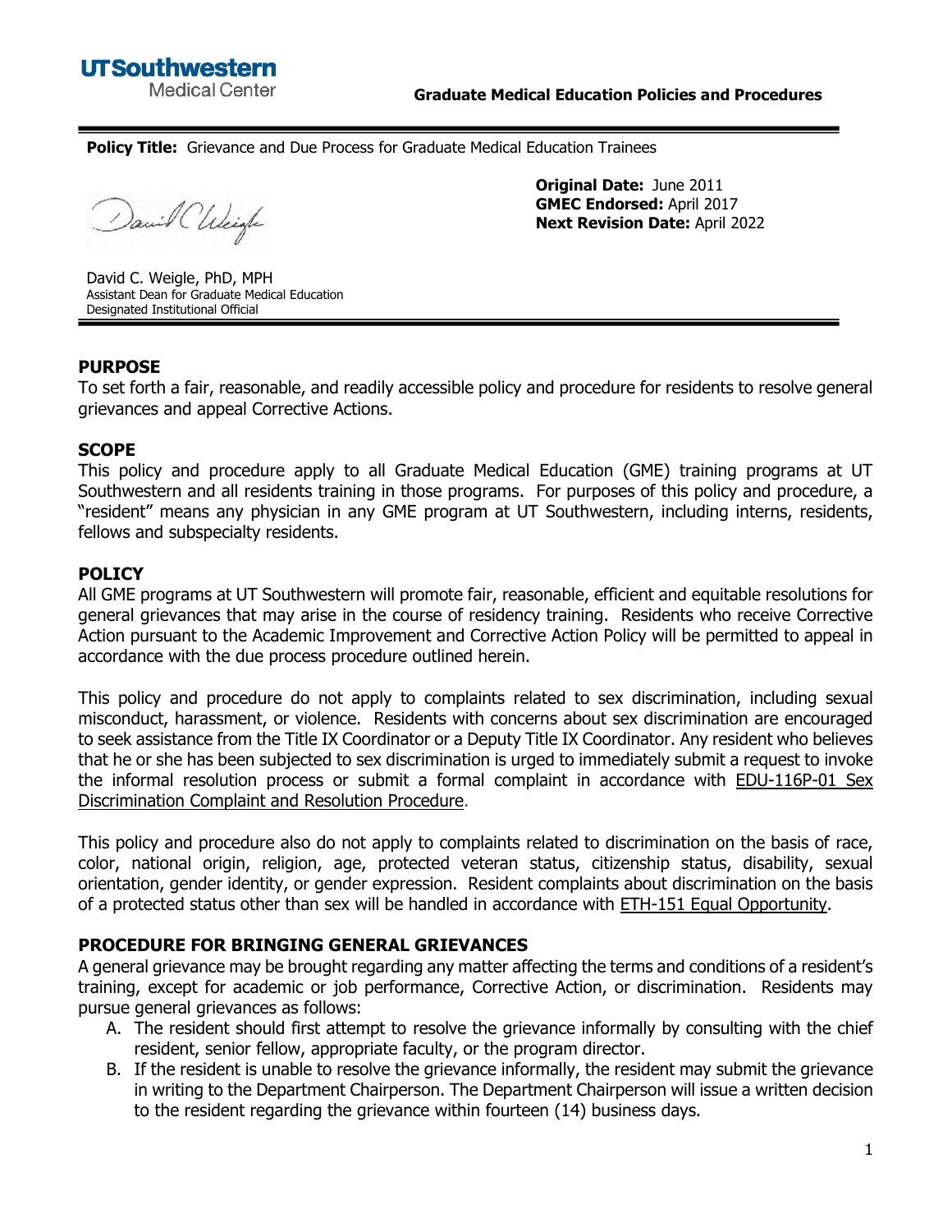UTSouthwestern
Medical Center

**Graduate Medical Education Policies and Procedures**

**Policy Title:** Grievance and Due Process for Graduate Medical Education Trainees

**Original Date:** June 2011
**GMEC Endorsed:** April 2017
**Next Revision Date:** April 2022

David C. Weigle, PhD, MPH
Assistant Dean for Graduate Medical Education
Designated Institutional Official

## PURPOSE

To set forth a fair, reasonable, and readily accessible policy and procedure for residents to resolve general grievances and appeal Corrective Actions.

## SCOPE

This policy and procedure apply to all Graduate Medical Education (GME) training programs at UT Southwestern and all residents training in those programs. For purposes of this policy and procedure, a "resident" means any physician in any GME program at UT Southwestern, including interns, residents, fellows and subspecialty residents.

## POLICY

All GME programs at UT Southwestern will promote fair, reasonable, efficient and equitable resolutions for general grievances that may arise in the course of residency training. Residents who receive Corrective Action pursuant to the Academic Improvement and Corrective Action Policy will be permitted to appeal in accordance with the due process procedure outlined herein.

This policy and procedure do not apply to complaints related to sex discrimination, including sexual misconduct, harassment, or violence. Residents with concerns about sex discrimination are encouraged to seek assistance from the Title IX Coordinator or a Deputy Title IX Coordinator. Any resident who believes that he or she has been subjected to sex discrimination is urged to immediately submit a request to invoke the informal resolution process or submit a formal complaint in accordance with EDU-116P-01 Sex Discrimination Complaint and Resolution Procedure.

This policy and procedure also do not apply to complaints related to discrimination on the basis of race, color, national origin, religion, age, protected veteran status, citizenship status, disability, sexual orientation, gender identity, or gender expression. Resident complaints about discrimination on the basis of a protected status other than sex will be handled in accordance with ETH-151 Equal Opportunity.

## PROCEDURE FOR BRINGING GENERAL GRIEVANCES

A general grievance may be brought regarding any matter affecting the terms and conditions of a resident's training, except for academic or job performance, Corrective Action, or discrimination. Residents may pursue general grievances as follows:

A. The resident should first attempt to resolve the grievance informally by consulting with the chief resident, senior fellow, appropriate faculty, or the program director.
B. If the resident is unable to resolve the grievance informally, the resident may submit the grievance in writing to the Department Chairperson. The Department Chairperson will issue a written decision to the resident regarding the grievance within fourteen (14) business days.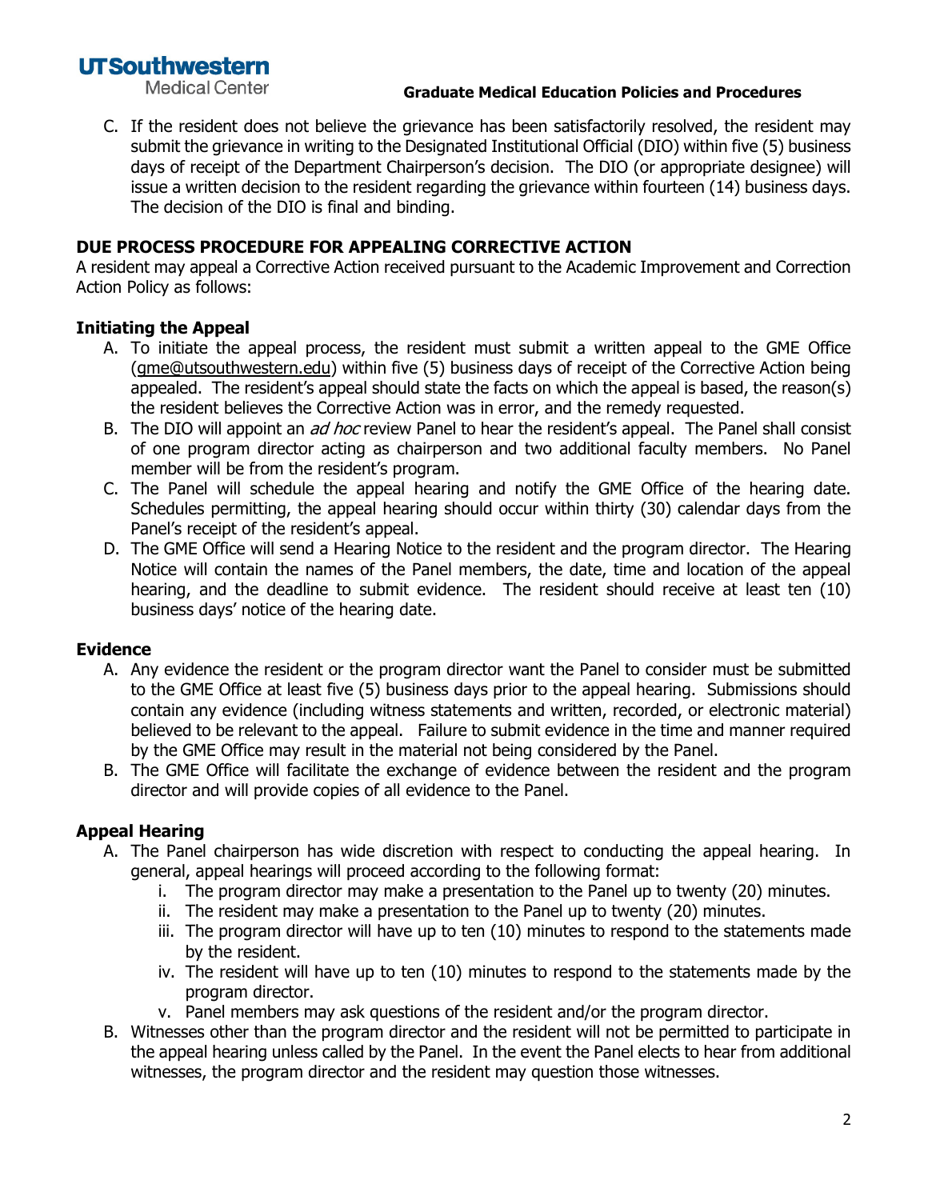C. If the resident does not believe the grievance has been satisfactorily resolved, the resident may submit the grievance in writing to the Designated Institutional Official (DIO) within five (5) business days of receipt of the Department Chairperson's decision. The DIO (or appropriate designee) will issue a written decision to the resident regarding the grievance within fourteen (14) business days. The decision of the DIO is final and binding.

## DUE PROCESS PROCEDURE FOR APPEALING CORRECTIVE ACTION

A resident may appeal a Corrective Action received pursuant to the Academic Improvement and Correction Action Policy as follows:

### Initiating the Appeal

A. To initiate the appeal process, the resident must submit a written appeal to the GME Office (gme@utsouthwestern.edu) within five (5) business days of receipt of the Corrective Action being appealed. The resident's appeal should state the facts on which the appeal is based, the reason(s) the resident believes the Corrective Action was in error, and the remedy requested.

B. The DIO will appoint an *ad hoc* review Panel to hear the resident's appeal. The Panel shall consist of one program director acting as chairperson and two additional faculty members. No Panel member will be from the resident's program.

C. The Panel will schedule the appeal hearing and notify the GME Office of the hearing date. Schedules permitting, the appeal hearing should occur within thirty (30) calendar days from the Panel's receipt of the resident's appeal.

D. The GME Office will send a Hearing Notice to the resident and the program director. The Hearing Notice will contain the names of the Panel members, the date, time and location of the appeal hearing, and the deadline to submit evidence. The resident should receive at least ten (10) business days' notice of the hearing date.

### Evidence

A. Any evidence the resident or the program director want the Panel to consider must be submitted to the GME Office at least five (5) business days prior to the appeal hearing. Submissions should contain any evidence (including witness statements and written, recorded, or electronic material) believed to be relevant to the appeal. Failure to submit evidence in the time and manner required by the GME Office may result in the material not being considered by the Panel.

B. The GME Office will facilitate the exchange of evidence between the resident and the program director and will provide copies of all evidence to the Panel.

### Appeal Hearing

A. The Panel chairperson has wide discretion with respect to conducting the appeal hearing. In general, appeal hearings will proceed according to the following format:
   i. The program director may make a presentation to the Panel up to twenty (20) minutes.
   ii. The resident may make a presentation to the Panel up to twenty (20) minutes.
   iii. The program director will have up to ten (10) minutes to respond to the statements made by the resident.
   iv. The resident will have up to ten (10) minutes to respond to the statements made by the program director.
   v. Panel members may ask questions of the resident and/or the program director.

B. Witnesses other than the program director and the resident will not be permitted to participate in the appeal hearing unless called by the Panel. In the event the Panel elects to hear from additional witnesses, the program director and the resident may question those witnesses.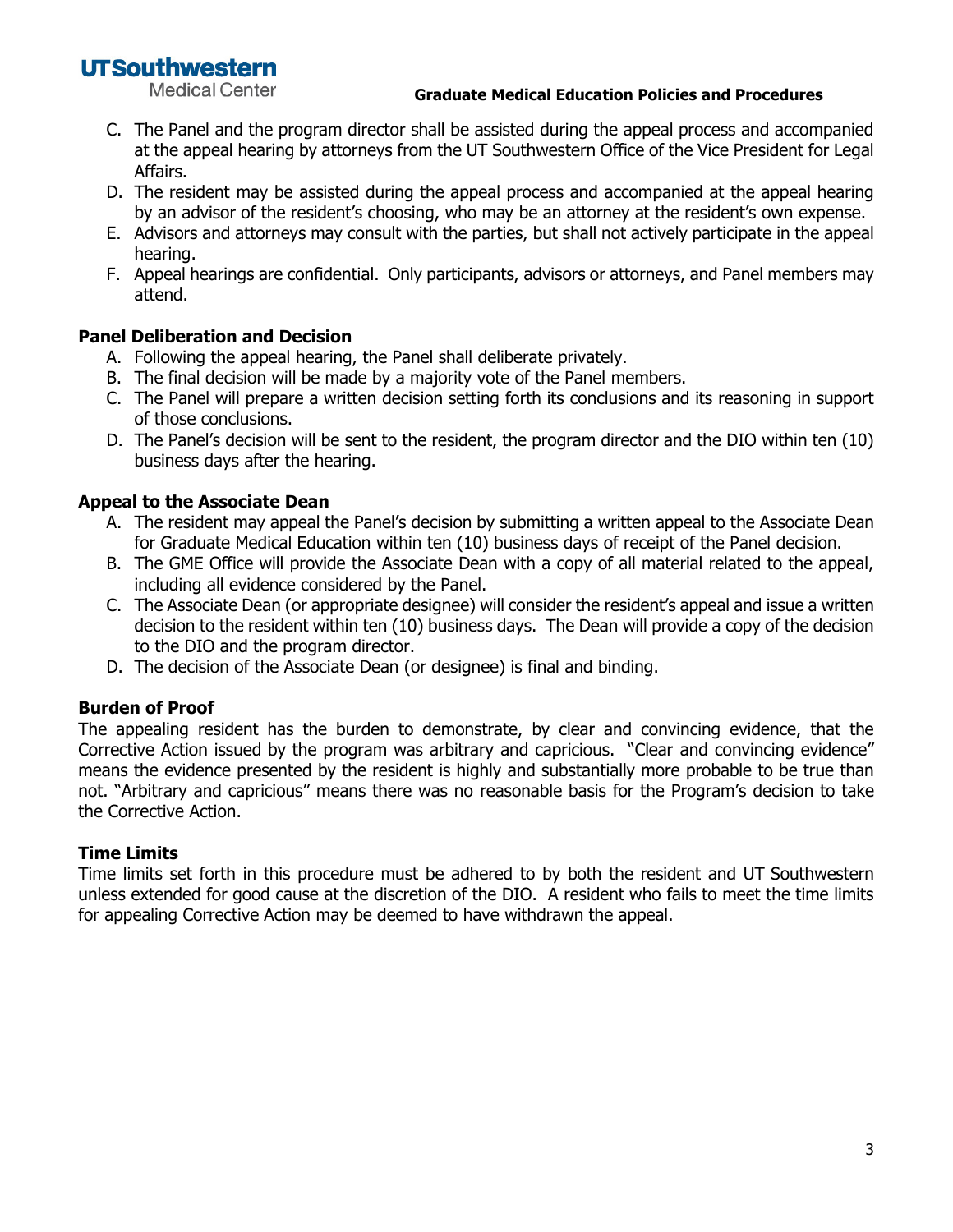C. The Panel and the program director shall be assisted during the appeal process and accompanied at the appeal hearing by attorneys from the UT Southwestern Office of the Vice President for Legal Affairs.
D. The resident may be assisted during the appeal process and accompanied at the appeal hearing by an advisor of the resident's choosing, who may be an attorney at the resident's own expense.
E. Advisors and attorneys may consult with the parties, but shall not actively participate in the appeal hearing.
F. Appeal hearings are confidential. Only participants, advisors or attorneys, and Panel members may attend.

**Panel Deliberation and Decision**

A. Following the appeal hearing, the Panel shall deliberate privately.
B. The final decision will be made by a majority vote of the Panel members.
C. The Panel will prepare a written decision setting forth its conclusions and its reasoning in support of those conclusions.
D. The Panel's decision will be sent to the resident, the program director and the DIO within ten (10) business days after the hearing.

**Appeal to the Associate Dean**

A. The resident may appeal the Panel's decision by submitting a written appeal to the Associate Dean for Graduate Medical Education within ten (10) business days of receipt of the Panel decision.
B. The GME Office will provide the Associate Dean with a copy of all material related to the appeal, including all evidence considered by the Panel.
C. The Associate Dean (or appropriate designee) will consider the resident's appeal and issue a written decision to the resident within ten (10) business days. The Dean will provide a copy of the decision to the DIO and the program director.
D. The decision of the Associate Dean (or designee) is final and binding.

**Burden of Proof**

The appealing resident has the burden to demonstrate, by clear and convincing evidence, that the Corrective Action issued by the program was arbitrary and capricious. "Clear and convincing evidence" means the evidence presented by the resident is highly and substantially more probable to be true than not. "Arbitrary and capricious" means there was no reasonable basis for the Program's decision to take the Corrective Action.

**Time Limits**

Time limits set forth in this procedure must be adhered to by both the resident and UT Southwestern unless extended for good cause at the discretion of the DIO. A resident who fails to meet the time limits for appealing Corrective Action may be deemed to have withdrawn the appeal.